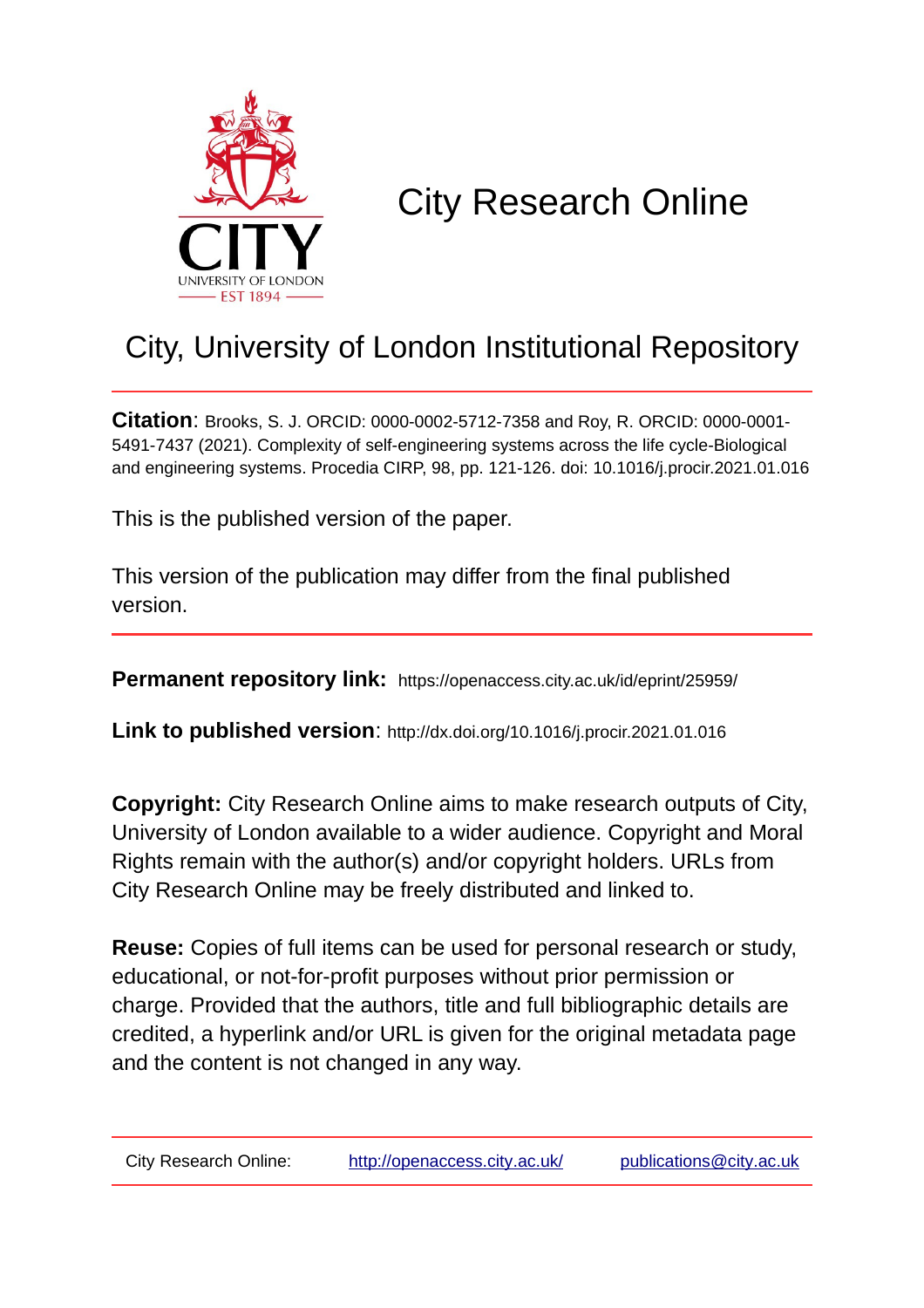# City Research Online

## City, University of London Institutional Repository

**Citation**: Brooks, S. J. ORCID: 0000-0002-5712-7358 and Roy, R. ORCID: 0000-0001-5491-7437 (2021). Complexity of self-engineering systems across the life cycle-Biological and engineering systems. Procedia CIRP, 98, pp. 121-126. doi: 10.1016/j.procir.2021.01.016

This is the published version of the paper.

This version of the publication may differ from the final published version.

**Permanent repository link:** https://openaccess.city.ac.uk/id/eprint/25959/

**Link to published version**: http://dx.doi.org/10.1016/j.procir.2021.01.016

**Copyright:** City Research Online aims to make research outputs of City, University of London available to a wider audience. Copyright and Moral Rights remain with the author(s) and/or copyright holders. URLs from City Research Online may be freely distributed and linked to.

**Reuse:** Copies of full items can be used for personal research or study, educational, or not-for-profit purposes without prior permission or charge. Provided that the authors, title and full bibliographic details are credited, a hyperlink and/or URL is given for the original metadata page and the content is not changed in any way.

City Research Online: http://openaccess.city.ac.uk/ publications@city.ac.uk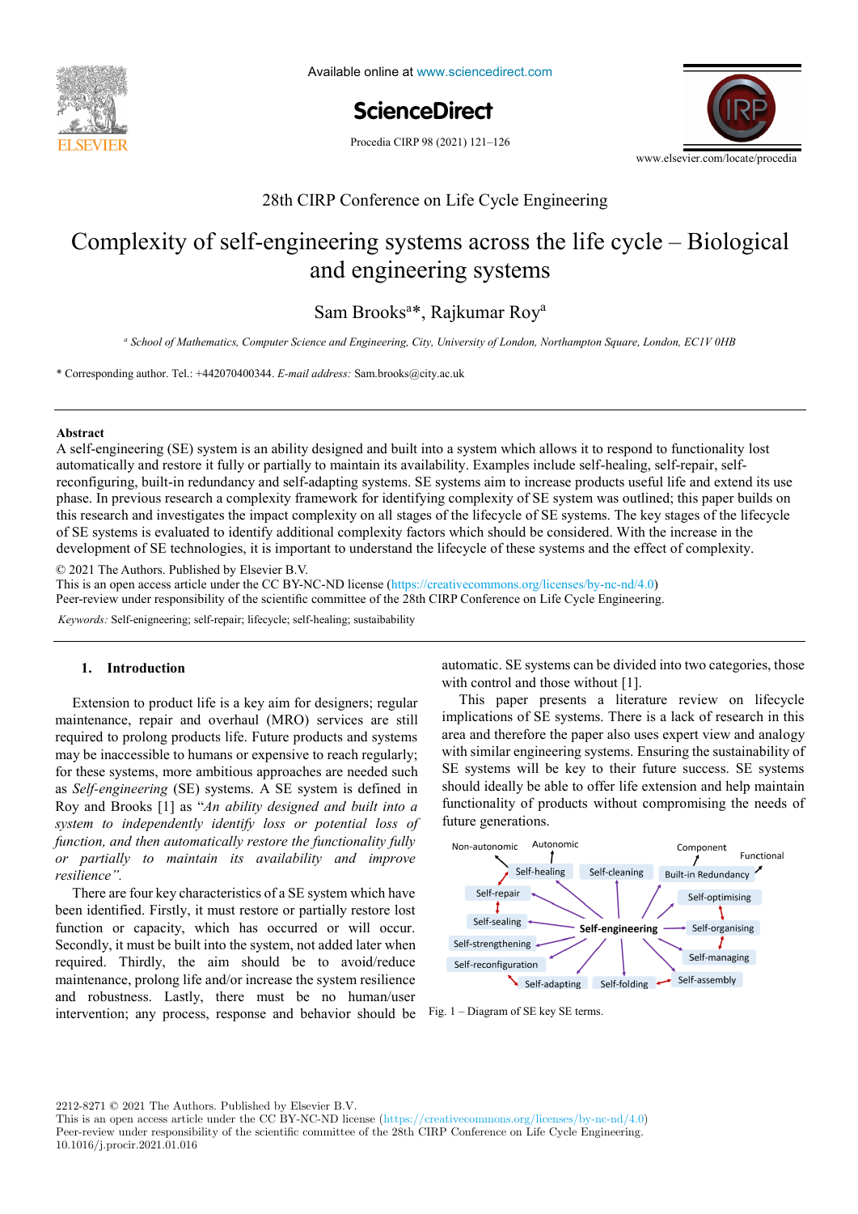# Complexity of self-engineering systems across the life cycle – Biological and engineering systems

Sam Brooks[a]*, Rajkumar Roy[a]

[a] *School of Mathematics, Computer Science and Engineering, City, University of London, Northampton Square, London, EC1V 0HB*

\* Corresponding author. Tel.: +442070400344. *E-mail address:* Sam.brooks@city.ac.uk

## Abstract

A self-engineering (SE) system is an ability designed and built into a system which allows it to respond to functionality lost automatically and restore it fully or partially to maintain its availability. Examples include self-healing, self-repair, self-reconfiguring, built-in redundancy and self-adapting systems. SE systems aim to increase products useful life and extend its use phase. In previous research a complexity framework for identifying complexity of SE system was outlined; this paper builds on this research and investigates the impact complexity on all stages of the lifecycle of SE systems. The key stages of the lifecycle of SE systems is evaluated to identify additional complexity factors which should be considered. With the increase in the development of SE technologies, it is important to understand the lifecycle of these systems and the effect of complexity.

© 2021 The Authors. Published by Elsevier B.V.
This is an open access article under the CC BY-NC-ND license (https://creativecommons.org/licenses/by-nc-nd/4.0)
Peer-review under responsibility of the scientific committee of the 28th CIRP Conference on Life Cycle Engineering.

*Keywords:* Self-enigneering; self-repair; lifecycle; self-healing; sustaibability

## 1. Introduction

Extension to product life is a key aim for designers; regular maintenance, repair and overhaul (MRO) services are still required to prolong products life. Future products and systems may be inaccessible to humans or expensive to reach regularly; for these systems, more ambitious approaches are needed such as *Self-engineering* (SE) systems. A SE system is defined in Roy and Brooks [1] as "*An ability designed and built into a system to independently identify loss or potential loss of function, and then automatically restore the functionality fully or partially to maintain its availability and improve resilience".*

There are four key characteristics of a SE system which have been identified. Firstly, it must restore or partially restore lost function or capacity, which has occurred or will occur. Secondly, it must be built into the system, not added later when required. Thirdly, the aim should be to avoid/reduce maintenance, prolong life and/or increase the system resilience and robustness. Lastly, there must be no human/user intervention; any process, response and behavior should be automatic. SE systems can be divided into two categories, those with control and those without [1].

This paper presents a literature review on lifecycle implications of SE systems. There is a lack of research in this area and therefore the paper also uses expert view and analogy with similar engineering systems. Ensuring the sustainability of SE systems will be key to their future success. SE systems should ideally be able to offer life extension and help maintain functionality of products without compromising the needs of future generations.

Non-autonomic Autonomic Component Functional
Self-healing Self-cleaning Built-in Redundancy
Self-repair Self-optimising
Self-sealing Self-engineering Self-organising
Self-strengthening Self-managing
Self-reconfiguration Self-assembly
Self-adapting Self-folding

Fig. 1 – Diagram of SE key SE terms.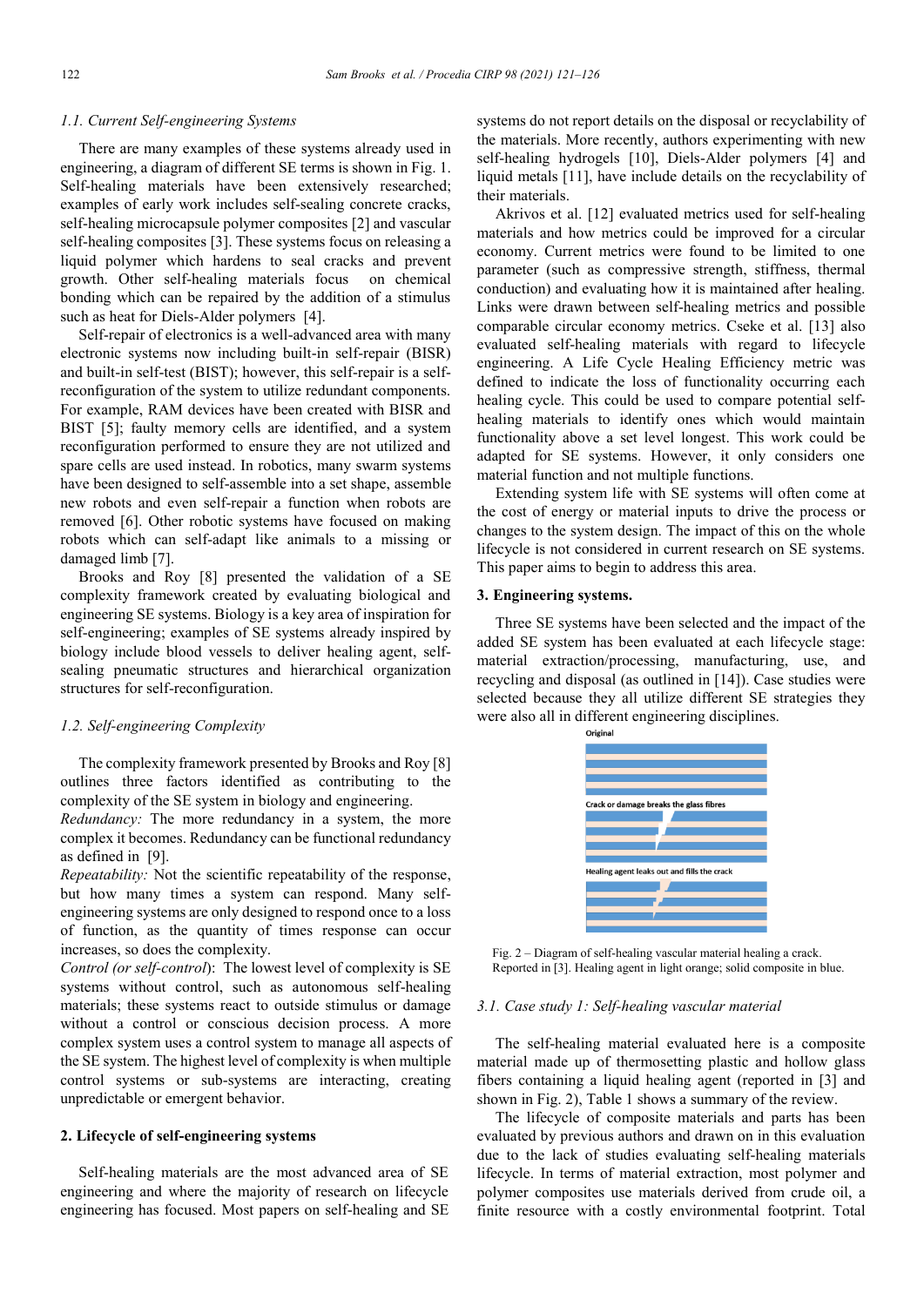### 1.1. Current Self-engineering Systems

There are many examples of these systems already used in engineering, a diagram of different SE terms is shown in Fig. 1. Self-healing materials have been extensively researched; examples of early work includes self-sealing concrete cracks, self-healing microcapsule polymer composites [2] and vascular self-healing composites [3]. These systems focus on releasing a liquid polymer which hardens to seal cracks and prevent growth. Other self-healing materials focus on chemical bonding which can be repaired by the addition of a stimulus such as heat for Diels-Alder polymers [4].

Self-repair of electronics is a well-advanced area with many electronic systems now including built-in self-repair (BISR) and built-in self-test (BIST); however, this self-repair is a self-reconfiguration of the system to utilize redundant components. For example, RAM devices have been created with BISR and BIST [5]; faulty memory cells are identified, and a system reconfiguration performed to ensure they are not utilized and spare cells are used instead. In robotics, many swarm systems have been designed to self-assemble into a set shape, assemble new robots and even self-repair a function when robots are removed [6]. Other robotic systems have focused on making robots which can self-adapt like animals to a missing or damaged limb [7].

Brooks and Roy [8] presented the validation of a SE complexity framework created by evaluating biological and engineering SE systems. Biology is a key area of inspiration for self-engineering; examples of SE systems already inspired by biology include blood vessels to deliver healing agent, self-sealing pneumatic structures and hierarchical organization structures for self-reconfiguration.

### 1.2. Self-engineering Complexity

The complexity framework presented by Brooks and Roy [8] outlines three factors identified as contributing to the complexity of the SE system in biology and engineering.

*Redundancy:* The more redundancy in a system, the more complex it becomes. Redundancy can be functional redundancy as defined in [9].

*Repeatability:* Not the scientific repeatability of the response, but how many times a system can respond. Many self-engineering systems are only designed to respond once to a loss of function, as the quantity of times response can occur increases, so does the complexity.

*Control (or self-control)*: The lowest level of complexity is SE systems without control, such as autonomous self-healing materials; these systems react to outside stimulus or damage without a control or conscious decision process. A more complex system uses a control system to manage all aspects of the SE system. The highest level of complexity is when multiple control systems or sub-systems are interacting, creating unpredictable or emergent behavior.

## 2. Lifecycle of self-engineering systems

Self-healing materials are the most advanced area of SE engineering and where the majority of research on lifecycle engineering has focused. Most papers on self-healing and SE systems do not report details on the disposal or recyclability of the materials. More recently, authors experimenting with new self-healing hydrogels [10], Diels-Alder polymers [4] and liquid metals [11], have include details on the recyclability of their materials.

Akrivos et al. [12] evaluated metrics used for self-healing materials and how metrics could be improved for a circular economy. Current metrics were found to be limited to one parameter (such as compressive strength, stiffness, thermal conduction) and evaluating how it is maintained after healing. Links were drawn between self-healing metrics and possible comparable circular economy metrics. Cseke et al. [13] also evaluated self-healing materials with regard to lifecycle engineering. A Life Cycle Healing Efficiency metric was defined to indicate the loss of functionality occurring each healing cycle. This could be used to compare potential self-healing materials to identify ones which would maintain functionality above a set level longest. This work could be adapted for SE systems. However, it only considers one material function and not multiple functions.

Extending system life with SE systems will often come at the cost of energy or material inputs to drive the process or changes to the system design. The impact of this on the whole lifecycle is not considered in current research on SE systems. This paper aims to begin to address this area.

## 3. Engineering systems.

Three SE systems have been selected and the impact of the added SE system has been evaluated at each lifecycle stage: material extraction/processing, manufacturing, use, and recycling and disposal (as outlined in [14]). Case studies were selected because they all utilize different SE strategies they were also all in different engineering disciplines.

Original

Crack or damage breaks the glass fibres

Healing agent leaks out and fills the crack

Fig. 2 – Diagram of self-healing vascular material healing a crack. Reported in [3]. Healing agent in light orange; solid composite in blue.

### 3.1. Case study 1: Self-healing vascular material

The self-healing material evaluated here is a composite material made up of thermosetting plastic and hollow glass fibers containing a liquid healing agent (reported in [3] and shown in Fig. 2), Table 1 shows a summary of the review.

The lifecycle of composite materials and parts has been evaluated by previous authors and drawn on in this evaluation due to the lack of studies evaluating self-healing materials lifecycle. In terms of material extraction, most polymer and polymer composites use materials derived from crude oil, a finite resource with a costly environmental footprint. Total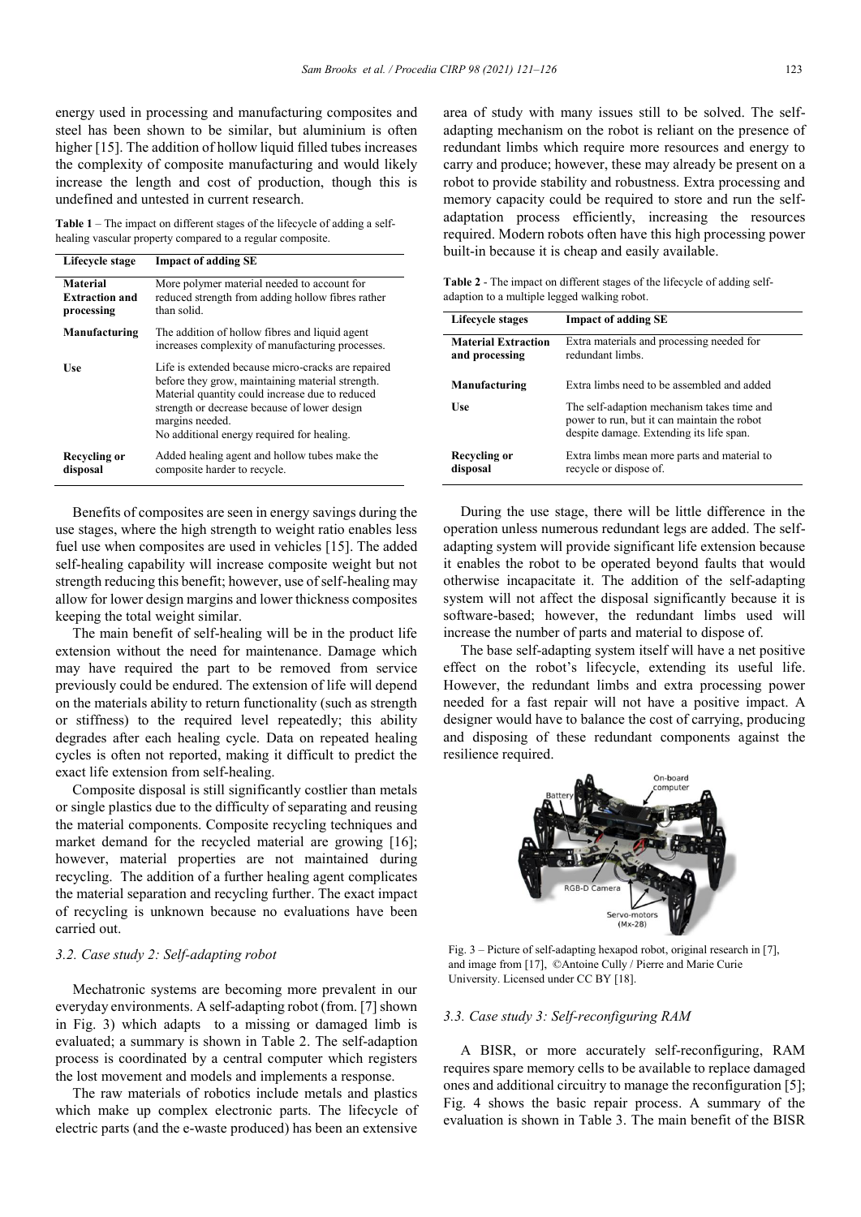energy used in processing and manufacturing composites and steel has been shown to be similar, but aluminium is often higher [15]. The addition of hollow liquid filled tubes increases the complexity of composite manufacturing and would likely increase the length and cost of production, though this is undefined and untested in current research.

**Table 1** – The impact on different stages of the lifecycle of adding a self-healing vascular property compared to a regular composite.

| Lifecycle stage | Impact of adding SE |
|---|---|
| **Material Extraction and processing** | More polymer material needed to account for reduced strength from adding hollow fibres rather than solid. |
| **Manufacturing** | The addition of hollow fibres and liquid agent increases complexity of manufacturing processes. |
| **Use** | Life is extended because micro-cracks are repaired before they grow, maintaining material strength. Material quantity could increase due to reduced strength or decrease because of lower design margins needed. No additional energy required for healing. |
| **Recycling or disposal** | Added healing agent and hollow tubes make the composite harder to recycle. |

Benefits of composites are seen in energy savings during the use stages, where the high strength to weight ratio enables less fuel use when composites are used in vehicles [15]. The added self-healing capability will increase composite weight but not strength reducing this benefit; however, use of self-healing may allow for lower design margins and lower thickness composites keeping the total weight similar.

The main benefit of self-healing will be in the product life extension without the need for maintenance. Damage which may have required the part to be removed from service previously could be endured. The extension of life will depend on the materials ability to return functionality (such as strength or stiffness) to the required level repeatedly; this ability degrades after each healing cycle. Data on repeated healing cycles is often not reported, making it difficult to predict the exact life extension from self-healing.

Composite disposal is still significantly costlier than metals or single plastics due to the difficulty of separating and reusing the material components. Composite recycling techniques and market demand for the recycled material are growing [16]; however, material properties are not maintained during recycling. The addition of a further healing agent complicates the material separation and recycling further. The exact impact of recycling is unknown because no evaluations have been carried out.

### *3.2. Case study 2: Self-adapting robot*

Mechatronic systems are becoming more prevalent in our everyday environments. A self-adapting robot (from. [7] shown in Fig. 3) which adapts to a missing or damaged limb is evaluated; a summary is shown in Table 2. The self-adaption process is coordinated by a central computer which registers the lost movement and models and implements a response.

The raw materials of robotics include metals and plastics which make up complex electronic parts. The lifecycle of electric parts (and the e-waste produced) has been an extensive area of study with many issues still to be solved. The self-adapting mechanism on the robot is reliant on the presence of redundant limbs which require more resources and energy to carry and produce; however, these may already be present on a robot to provide stability and robustness. Extra processing and memory capacity could be required to store and run the self-adaptation process efficiently, increasing the resources required. Modern robots often have this high processing power built-in because it is cheap and easily available.

**Table 2** - The impact on different stages of the lifecycle of adding self-adaption to a multiple legged walking robot.

| Lifecycle stages | Impact of adding SE |
|---|---|
| **Material Extraction and processing** | Extra materials and processing needed for redundant limbs. |
| **Manufacturing** | Extra limbs need to be assembled and added |
| **Use** | The self-adaption mechanism takes time and power to run, but it can maintain the robot despite damage. Extending its life span. |
| **Recycling or disposal** | Extra limbs mean more parts and material to recycle or dispose of. |

During the use stage, there will be little difference in the operation unless numerous redundant legs are added. The self-adapting system will provide significant life extension because it enables the robot to be operated beyond faults that would otherwise incapacitate it. The addition of the self-adapting system will not affect the disposal significantly because it is software-based; however, the redundant limbs used will increase the number of parts and material to dispose of.

The base self-adapting system itself will have a net positive effect on the robot's lifecycle, extending its useful life. However, the redundant limbs and extra processing power needed for a fast repair will not have a positive impact. A designer would have to balance the cost of carrying, producing and disposing of these redundant components against the resilience required.

Fig. 3 – Picture of self-adapting hexapod robot, original research in [7], and image from [17], ©Antoine Cully / Pierre and Marie Curie University. Licensed under CC BY [18].

### *3.3. Case study 3: Self-reconfiguring RAM*

A BISR, or more accurately self-reconfiguring, RAM requires spare memory cells to be available to replace damaged ones and additional circuitry to manage the reconfiguration [5]; Fig. 4 shows the basic repair process. A summary of the evaluation is shown in Table 3. The main benefit of the BISR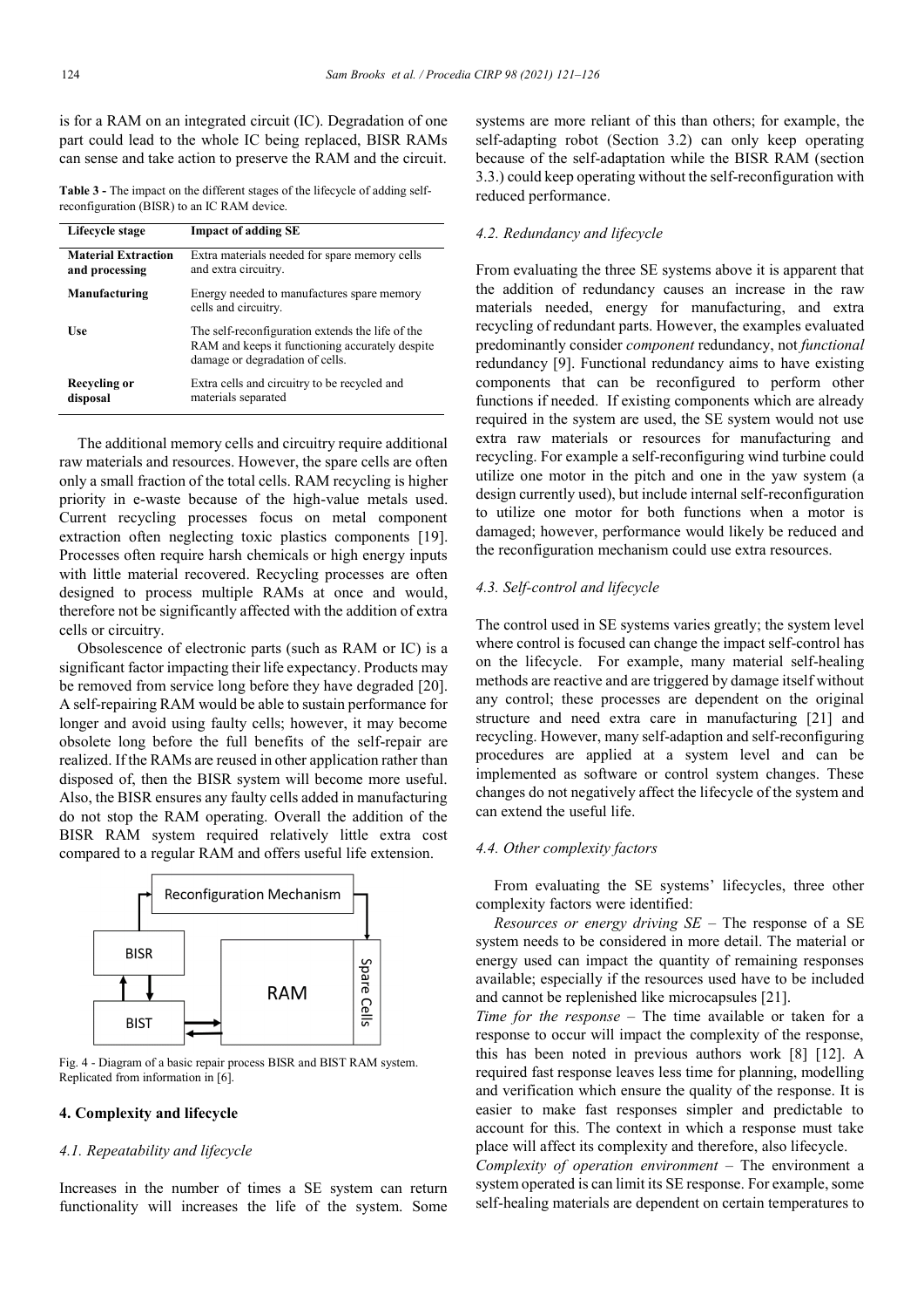is for a RAM on an integrated circuit (IC). Degradation of one part could lead to the whole IC being replaced, BISR RAMs can sense and take action to preserve the RAM and the circuit.

**Table 3 -** The impact on the different stages of the lifecycle of adding self-reconfiguration (BISR) to an IC RAM device.

| Lifecycle stage | Impact of adding SE |
|---|---|
| **Material Extraction and processing** | Extra materials needed for spare memory cells and extra circuitry. |
| **Manufacturing** | Energy needed to manufactures spare memory cells and circuitry. |
| **Use** | The self-reconfiguration extends the life of the RAM and keeps it functioning accurately despite damage or degradation of cells. |
| **Recycling or disposal** | Extra cells and circuitry to be recycled and materials separated |

The additional memory cells and circuitry require additional raw materials and resources. However, the spare cells are often only a small fraction of the total cells. RAM recycling is higher priority in e-waste because of the high-value metals used. Current recycling processes focus on metal component extraction often neglecting toxic plastics components [19]. Processes often require harsh chemicals or high energy inputs with little material recovered. Recycling processes are often designed to process multiple RAMs at once and would, therefore not be significantly affected with the addition of extra cells or circuitry.

Obsolescence of electronic parts (such as RAM or IC) is a significant factor impacting their life expectancy. Products may be removed from service long before they have degraded [20]. A self-repairing RAM would be able to sustain performance for longer and avoid using faulty cells; however, it may become obsolete long before the full benefits of the self-repair are realized. If the RAMs are reused in other application rather than disposed of, then the BISR system will become more useful. Also, the BISR ensures any faulty cells added in manufacturing do not stop the RAM operating. Overall the addition of the BISR RAM system required relatively little extra cost compared to a regular RAM and offers useful life extension.

Fig. 4 - Diagram of a basic repair process BISR and BIST RAM system. Replicated from information in [6].

## 4. Complexity and lifecycle

### 4.1. Repeatability and lifecycle

Increases in the number of times a SE system can return functionality will increases the life of the system. Some systems are more reliant of this than others; for example, the self-adapting robot (Section 3.2) can only keep operating because of the self-adaptation while the BISR RAM (section 3.3.) could keep operating without the self-reconfiguration with reduced performance.

### 4.2. Redundancy and lifecycle

From evaluating the three SE systems above it is apparent that the addition of redundancy causes an increase in the raw materials needed, energy for manufacturing, and extra recycling of redundant parts. However, the examples evaluated predominantly consider *component* redundancy, not *functional* redundancy [9]. Functional redundancy aims to have existing components that can be reconfigured to perform other functions if needed. If existing components which are already required in the system are used, the SE system would not use extra raw materials or resources for manufacturing and recycling. For example a self-reconfiguring wind turbine could utilize one motor in the pitch and one in the yaw system (a design currently used), but include internal self-reconfiguration to utilize one motor for both functions when a motor is damaged; however, performance would likely be reduced and the reconfiguration mechanism could use extra resources.

### 4.3. Self-control and lifecycle

The control used in SE systems varies greatly; the system level where control is focused can change the impact self-control has on the lifecycle. For example, many material self-healing methods are reactive and are triggered by damage itself without any control; these processes are dependent on the original structure and need extra care in manufacturing [21] and recycling. However, many self-adaption and self-reconfiguring procedures are applied at a system level and can be implemented as software or control system changes. These changes do not negatively affect the lifecycle of the system and can extend the useful life.

### 4.4. Other complexity factors

From evaluating the SE systems' lifecycles, three other complexity factors were identified:

*Resources or energy driving SE* – The response of a SE system needs to be considered in more detail. The material or energy used can impact the quantity of remaining responses available; especially if the resources used have to be included and cannot be replenished like microcapsules [21].

*Time for the response* – The time available or taken for a response to occur will impact the complexity of the response, this has been noted in previous authors work [8] [12]. A required fast response leaves less time for planning, modelling and verification which ensure the quality of the response. It is easier to make fast responses simpler and predictable to account for this. The context in which a response must take place will affect its complexity and therefore, also lifecycle.

*Complexity of operation environment* – The environment a system operated is can limit its SE response. For example, some self-healing materials are dependent on certain temperatures to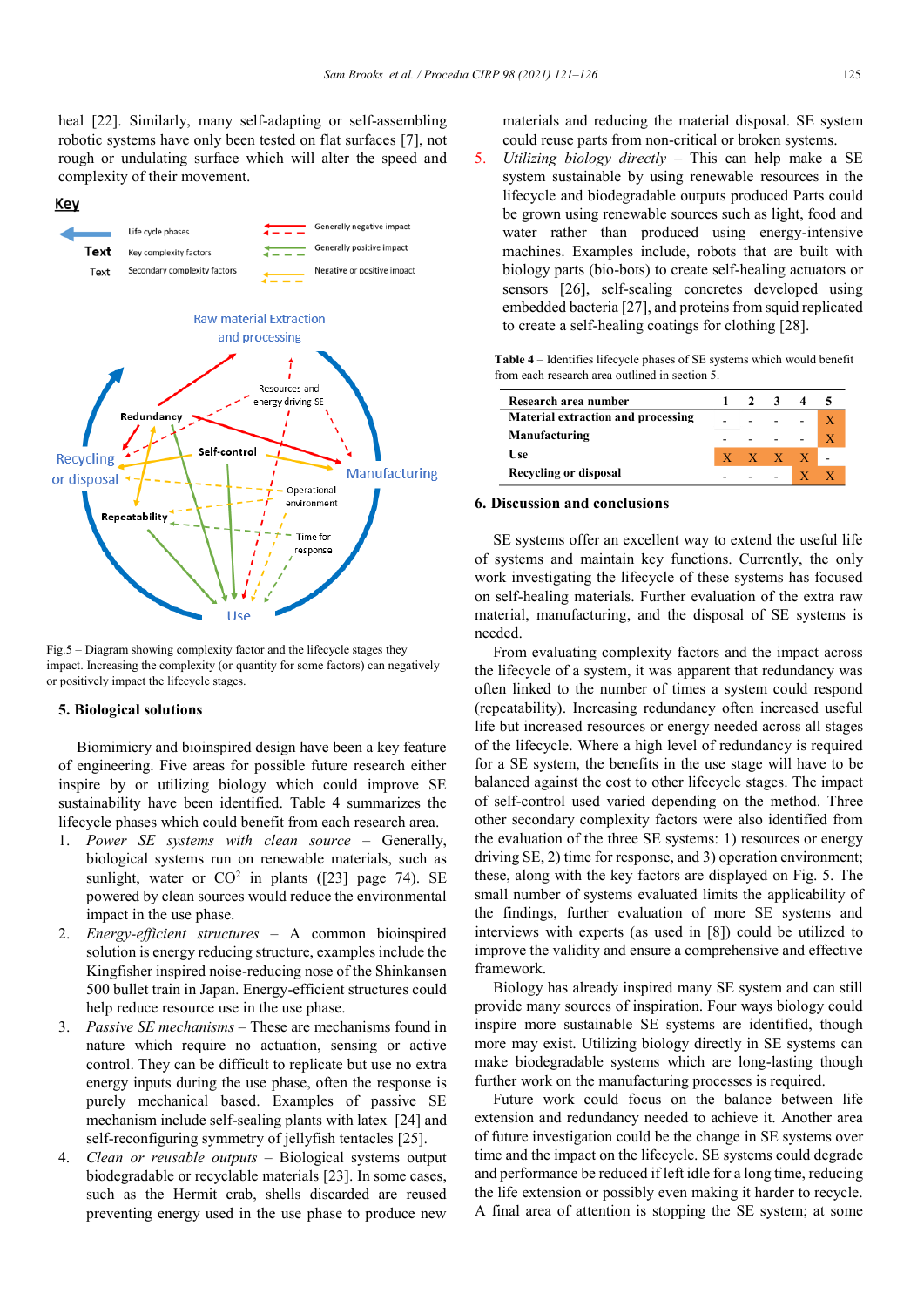heal [22]. Similarly, many self-adapting or self-assembling robotic systems have only been tested on flat surfaces [7], not rough or undulating surface which will alter the speed and complexity of their movement.

Fig.5 – Diagram showing complexity factor and the lifecycle stages they impact. Increasing the complexity (or quantity for some factors) can negatively or positively impact the lifecycle stages.

## 5. Biological solutions

Biomimicry and bioinspired design have been a key feature of engineering. Five areas for possible future research either inspire by or utilizing biology which could improve SE sustainability have been identified. Table 4 summarizes the lifecycle phases which could benefit from each research area.

1. *Power SE systems with clean source* – Generally, biological systems run on renewable materials, such as sunlight, water or $CO^2$ in plants ([23] page 74). SE powered by clean sources would reduce the environmental impact in the use phase.
2. *Energy-efficient structures* – A common bioinspired solution is energy reducing structure, examples include the Kingfisher inspired noise-reducing nose of the Shinkansen 500 bullet train in Japan. Energy-efficient structures could help reduce resource use in the use phase.
3. *Passive SE mechanisms* – These are mechanisms found in nature which require no actuation, sensing or active control. They can be difficult to replicate but use no extra energy inputs during the use phase, often the response is purely mechanical based. Examples of passive SE mechanism include self-sealing plants with latex [24] and self-reconfiguring symmetry of jellyfish tentacles [25].
4. *Clean or reusable outputs* – Biological systems output biodegradable or recyclable materials [23]. In some cases, such as the Hermit crab, shells discarded are reused preventing energy used in the use phase to produce new materials and reducing the material disposal. SE system could reuse parts from non-critical or broken systems.
5. *Utilizing biology directly* – This can help make a SE system sustainable by using renewable resources in the lifecycle and biodegradable outputs produced Parts could be grown using renewable sources such as light, food and water rather than produced using energy-intensive machines. Examples include, robots that are built with biology parts (bio-bots) to create self-healing actuators or sensors [26], self-sealing concretes developed using embedded bacteria [27], and proteins from squid replicated to create a self-healing coatings for clothing [28].

Table 4 – Identifies lifecycle phases of SE systems which would benefit from each research area outlined in section 5.

| Research area number | 1 | 2 | 3 | 4 | 5 |
|---|---|---|---|---|---|
| Material extraction and processing | - | - | - | - | X |
| Manufacturing | - | - | - | - | X |
| Use | X | X | X | X | - |
| Recycling or disposal | - | - | - | X | X |

## 6. Discussion and conclusions

SE systems offer an excellent way to extend the useful life of systems and maintain key functions. Currently, the only work investigating the lifecycle of these systems has focused on self-healing materials. Further evaluation of the extra raw material, manufacturing, and the disposal of SE systems is needed.

From evaluating complexity factors and the impact across the lifecycle of a system, it was apparent that redundancy was often linked to the number of times a system could respond (repeatability). Increasing redundancy often increased useful life but increased resources or energy needed across all stages of the lifecycle. Where a high level of redundancy is required for a SE system, the benefits in the use stage will have to be balanced against the cost to other lifecycle stages. The impact of self-control used varied depending on the method. Three other secondary complexity factors were also identified from the evaluation of the three SE systems: 1) resources or energy driving SE, 2) time for response, and 3) operation environment; these, along with the key factors are displayed on Fig. 5. The small number of systems evaluated limits the applicability of the findings, further evaluation of more SE systems and interviews with experts (as used in [8]) could be utilized to improve the validity and ensure a comprehensive and effective framework.

Biology has already inspired many SE system and can still provide many sources of inspiration. Four ways biology could inspire more sustainable SE systems are identified, though more may exist. Utilizing biology directly in SE systems can make biodegradable systems which are long-lasting though further work on the manufacturing processes is required.

Future work could focus on the balance between life extension and redundancy needed to achieve it. Another area of future investigation could be the change in SE systems over time and the impact on the lifecycle. SE systems could degrade and performance be reduced if left idle for a long time, reducing the life extension or possibly even making it harder to recycle. A final area of attention is stopping the SE system; at some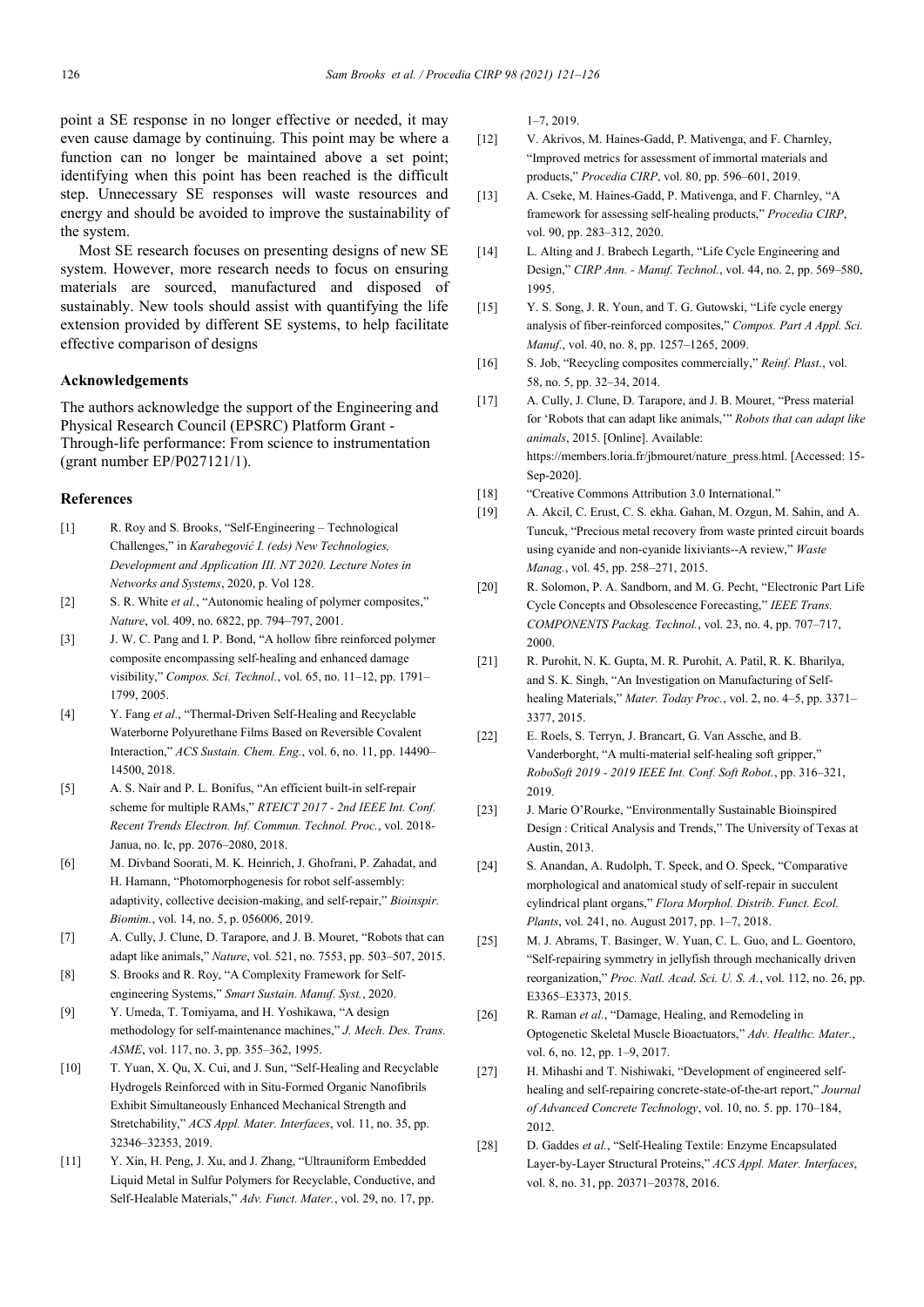point a SE response in no longer effective or needed, it may even cause damage by continuing. This point may be where a function can no longer be maintained above a set point; identifying when this point has been reached is the difficult step. Unnecessary SE responses will waste resources and energy and should be avoided to improve the sustainability of the system.

Most SE research focuses on presenting designs of new SE system. However, more research needs to focus on ensuring materials are sourced, manufactured and disposed of sustainably. New tools should assist with quantifying the life extension provided by different SE systems, to help facilitate effective comparison of designs

## Acknowledgements

The authors acknowledge the support of the Engineering and Physical Research Council (EPSRC) Platform Grant - Through-life performance: From science to instrumentation (grant number EP/P027121/1).

## References

[1] R. Roy and S. Brooks, "Self-Engineering – Technological Challenges," in *Karabegović I. (eds) New Technologies, Development and Application III. NT 2020. Lecture Notes in Networks and Systems*, 2020, p. Vol 128.

[2] S. R. White *et al.*, "Autonomic healing of polymer composites," *Nature*, vol. 409, no. 6822, pp. 794–797, 2001.

[3] J. W. C. Pang and I. P. Bond, "A hollow fibre reinforced polymer composite encompassing self-healing and enhanced damage visibility," *Compos. Sci. Technol.*, vol. 65, no. 11–12, pp. 1791–1799, 2005.

[4] Y. Fang *et al.*, "Thermal-Driven Self-Healing and Recyclable Waterborne Polyurethane Films Based on Reversible Covalent Interaction," *ACS Sustain. Chem. Eng.*, vol. 6, no. 11, pp. 14490–14500, 2018.

[5] A. S. Nair and P. L. Bonifus, "An efficient built-in self-repair scheme for multiple RAMs," *RTEICT 2017 - 2nd IEEE Int. Conf. Recent Trends Electron. Inf. Commun. Technol. Proc.*, vol. 2018-Janua, no. Ic, pp. 2076–2080, 2018.

[6] M. Divband Soorati, M. K. Heinrich, J. Ghofrani, P. Zahadat, and H. Hamann, "Photomorphogenesis for robot self-assembly: adaptivity, collective decision-making, and self-repair," *Bioinspir. Biomim.*, vol. 14, no. 5, p. 056006, 2019.

[7] A. Cully, J. Clune, D. Tarapore, and J. B. Mouret, "Robots that can adapt like animals," *Nature*, vol. 521, no. 7553, pp. 503–507, 2015.

[8] S. Brooks and R. Roy, "A Complexity Framework for Self-engineering Systems," *Smart Sustain. Manuf. Syst.*, 2020.

[9] Y. Umeda, T. Tomiyama, and H. Yoshikawa, "A design methodology for self-maintenance machines," *J. Mech. Des. Trans. ASME*, vol. 117, no. 3, pp. 355–362, 1995.

[10] T. Yuan, X. Qu, X. Cui, and J. Sun, "Self-Healing and Recyclable Hydrogels Reinforced with in Situ-Formed Organic Nanofibrils Exhibit Simultaneously Enhanced Mechanical Strength and Stretchability," *ACS Appl. Mater. Interfaces*, vol. 11, no. 35, pp. 32346–32353, 2019.

[11] Y. Xin, H. Peng, J. Xu, and J. Zhang, "Ultrauniform Embedded Liquid Metal in Sulfur Polymers for Recyclable, Conductive, and Self-Healable Materials," *Adv. Funct. Mater.*, vol. 29, no. 17, pp. 1–7, 2019.

[12] V. Akrivos, M. Haines-Gadd, P. Mativenga, and F. Charnley, "Improved metrics for assessment of immortal materials and products," *Procedia CIRP*, vol. 80, pp. 596–601, 2019.

[13] A. Cseke, M. Haines-Gadd, P. Mativenga, and F. Charnley, "A framework for assessing self-healing products," *Procedia CIRP*, vol. 90, pp. 283–312, 2020.

[14] L. Alting and J. Brabech Legarth, "Life Cycle Engineering and Design," *CIRP Ann. - Manuf. Technol.*, vol. 44, no. 2, pp. 569–580, 1995.

[15] Y. S. Song, J. R. Youn, and T. G. Gutowski, "Life cycle energy analysis of fiber-reinforced composites," *Compos. Part A Appl. Sci. Manuf.*, vol. 40, no. 8, pp. 1257–1265, 2009.

[16] S. Job, "Recycling composites commercially," *Reinf. Plast.*, vol. 58, no. 5, pp. 32–34, 2014.

[17] A. Cully, J. Clune, D. Tarapore, and J. B. Mouret, "Press material for 'Robots that can adapt like animals,'" *Robots that can adapt like animals*, 2015. [Online]. Available: https://members.loria.fr/jbmouret/nature_press.html. [Accessed: 15-Sep-2020].

[18] "Creative Commons Attribution 3.0 International."

[19] A. Akcil, C. Erust, C. S. ekha. Gahan, M. Ozgun, M. Sahin, and A. Tuncuk, "Precious metal recovery from waste printed circuit boards using cyanide and non-cyanide lixiviants--A review," *Waste Manag.*, vol. 45, pp. 258–271, 2015.

[20] R. Solomon, P. A. Sandborn, and M. G. Pecht, "Electronic Part Life Cycle Concepts and Obsolescence Forecasting," *IEEE Trans. COMPONENTS Packag. Technol.*, vol. 23, no. 4, pp. 707–717, 2000.

[21] R. Purohit, N. K. Gupta, M. R. Purohit, A. Patil, R. K. Bharilya, and S. K. Singh, "An Investigation on Manufacturing of Self-healing Materials," *Mater. Today Proc.*, vol. 2, no. 4–5, pp. 3371–3377, 2015.

[22] E. Roels, S. Terryn, J. Brancart, G. Van Assche, and B. Vanderborght, "A multi-material self-healing soft gripper," *RoboSoft 2019 - 2019 IEEE Int. Conf. Soft Robot.*, pp. 316–321, 2019.

[23] J. Marie O'Rourke, "Environmentally Sustainable Bioinspired Design : Critical Analysis and Trends," The University of Texas at Austin, 2013.

[24] S. Anandan, A. Rudolph, T. Speck, and O. Speck, "Comparative morphological and anatomical study of self-repair in succulent cylindrical plant organs," *Flora Morphol. Distrib. Funct. Ecol. Plants*, vol. 241, no. August 2017, pp. 1–7, 2018.

[25] M. J. Abrams, T. Basinger, W. Yuan, C. L. Guo, and L. Goentoro, "Self-repairing symmetry in jellyfish through mechanically driven reorganization," *Proc. Natl. Acad. Sci. U. S. A.*, vol. 112, no. 26, pp. E3365–E3373, 2015.

[26] R. Raman *et al.*, "Damage, Healing, and Remodeling in Optogenetic Skeletal Muscle Bioactuators," *Adv. Healthc. Mater.*, vol. 6, no. 12, pp. 1–9, 2017.

[27] H. Mihashi and T. Nishiwaki, "Development of engineered self-healing and self-repairing concrete-state-of-the-art report," *Journal of Advanced Concrete Technology*, vol. 10, no. 5. pp. 170–184, 2012.

[28] D. Gaddes *et al.*, "Self-Healing Textile: Enzyme Encapsulated Layer-by-Layer Structural Proteins," *ACS Appl. Mater. Interfaces*, vol. 8, no. 31, pp. 20371–20378, 2016.